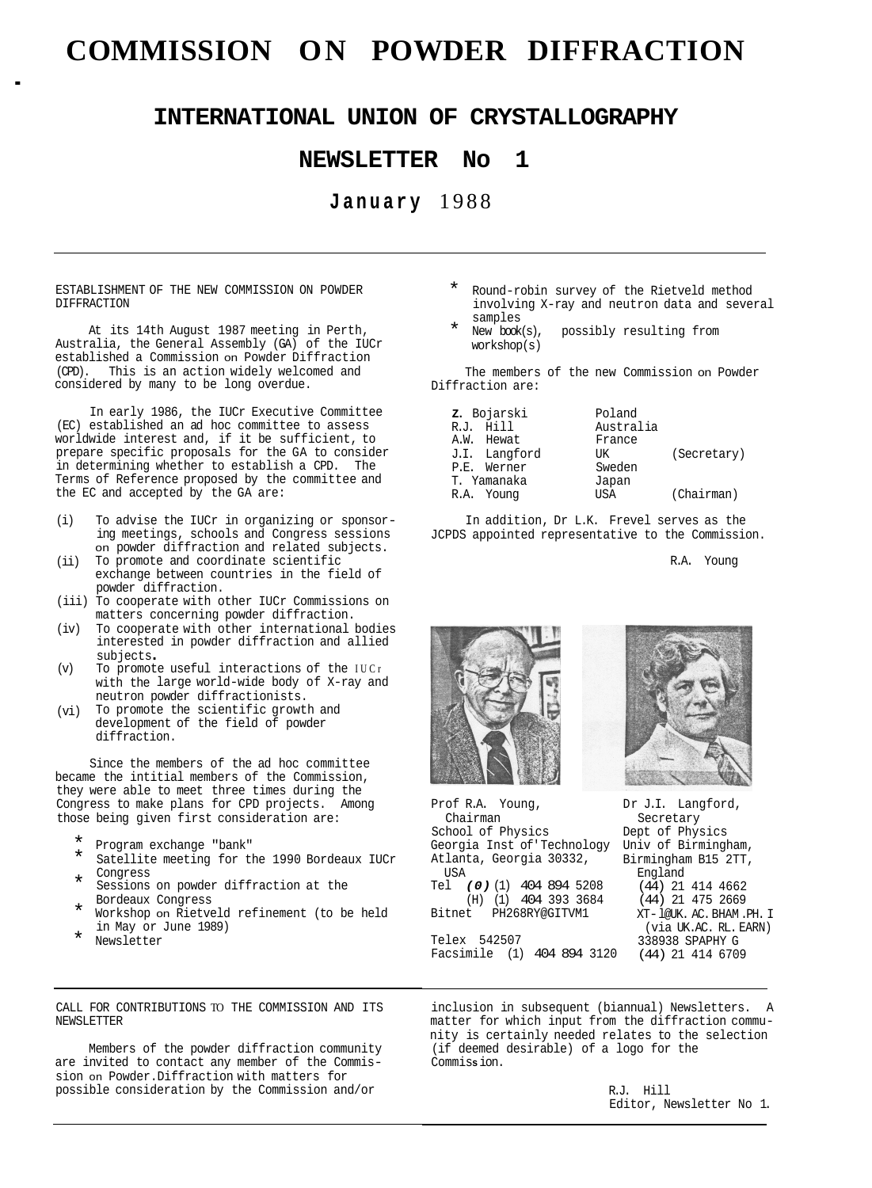# COMMISSION ON POWDER DIFFRACTION

## INTERNATIONAL UNION OF CRYSTALLOGRAPHY

## NEWSLETTER No 1

### January 1988

---

ESTABLISHMENT OF THE NEW COMMISSION ON POWDER DIFFRACTION

At its 14th August 1987 meeting in Perth, Australia, the General Assembly (GA) of the IUCr established a Commission on Powder Diffraction (CPD). This is an action widely welcomed and considered by many to be long overdue.

In early 1986, the IUCr Executive Committee (EC) established an ad hoc committee to assess worldwide interest and, if it be sufficient, to prepare specific proposals for the GA to consider in determining whether to establish a CPD. The Terms of Reference proposed by the committee and the EC and accepted by the GA are:

(i) To advise the IUCr in organizing or sponsoring meetings, schools and Congress sessions on powder diffraction and related subjects.
(ii) To promote and coordinate scientific exchange between countries in the field of powder diffraction.
(iii) To cooperate with other IUCr Commissions on matters concerning powder diffraction.
(iv) To cooperate with other international bodies interested in powder diffraction and allied subjects.
(v) To promote useful interactions of the IUCr with the large world-wide body of X-ray and neutron powder diffractionists.
(vi) To promote the scientific growth and development of the field of powder diffraction.

Since the members of the ad hoc committee became the intitial members of the Commission, they were able to meet three times during the Congress to make plans for CPD projects. Among those being given first consideration are:

* Program exchange "bank"
* Satellite meeting for the 1990 Bordeaux IUCr Congress
* Sessions on powder diffraction at the Bordeaux Congress
* Workshop on Rietveld refinement (to be held in May or June 1989)
* Newsletter
* Round-robin survey of the Rietveld method involving X-ray and neutron data and several samples
* New book(s), possibly resulting from workshop(s)

The members of the new Commission on Powder Diffraction are:

| | | |
|---|---|---|
| Z. Bojarski | Poland | |
| R.J. Hill | Australia | |
| A.W. Hewat | France | |
| J.I. Langford | UK | (Secretary) |
| P.E. Werner | Sweden | |
| T. Yamanaka | Japan | |
| R.A. Young | USA | (Chairman) |

In addition, Dr L.K. Frevel serves as the JCPDS appointed representative to the Commission.

R.A. Young

Prof R.A. Young, Chairman
School of Physics
Georgia Inst of Technology
Atlanta, Georgia 30332, USA
Tel (O) (1) 404 894 5208
(H) (1) 404 393 3684
Bitnet PH268RY@GITVM1
Telex 542507
Facsimile (1) 404 894 3120

Dr J.I. Langford, Secretary
Dept of Physics
Univ of Birmingham,
Birmingham B15 2TT, England
(44) 21 414 4662
(44) 21 475 2669
XT-l@UK.AC.BHAM.PH.I (via UK.AC.RL.EARN)
338938 SPAPHY G
(44) 21 414 6709

---

CALL FOR CONTRIBUTIONS TO THE COMMISSION AND ITS NEWSLETTER

Members of the powder diffraction community are invited to contact any member of the Commission on Powder Diffraction with matters for possible consideration by the Commission and/or inclusion in subsequent (biannual) Newsletters. A matter for which input from the diffraction community is certainly needed relates to the selection (if deemed desirable) of a logo for the Commission.

R.J. Hill
Editor, Newsletter No 1.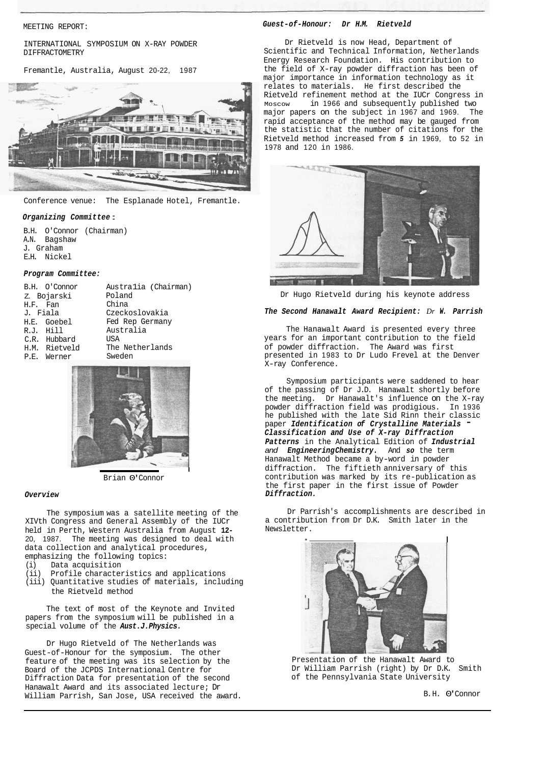MEETING REPORT:

INTERNATIONAL SYMPOSIUM ON X-RAY POWDER DIFFRACTOMETRY

Fremantle, Australia, August 20-22, 1987

Conference venue: The Esplanade Hotel, Fremantle.

***Organizing Committee:***

B.H. O'Connor (Chairman)
A.N. Bagshaw
J. Graham
E.H. Nickel

***Program Committee:***

| | |
|---|---|
| B.H. O'Connor | Australia (Chairman) |
| Z. Bojarski | Poland |
| H.F. Fan | China |
| J. Fiala | Czeckoslovakia |
| H.E. Goebel | Fed Rep Germany |
| R.J. Hill | Australia |
| C.R. Hubbard | USA |
| H.M. Rietveld | The Netherlands |
| P.E. Werner | Sweden |

Brian O'Connor

***Overview***

The symposium was a satellite meeting of the XIVth Congress and General Assembly of the IUCr held in Perth, Western Australia from August 12-20, 1987. The meeting was designed to deal with data collection and analytical procedures, emphasizing the following topics:

(i) Data acquisition
(ii) Profile characteristics and applications
(iii) Quantitative studies of materials, including the Rietveld method

The text of most of the Keynote and Invited papers from the symposium will be published in a special volume of the ***Aust.J.Physics.***

Dr Hugo Rietveld of The Netherlands was Guest-of-Honour for the symposium. The other feature of the meeting was its selection by the Board of the JCPDS International Centre for Diffraction Data for presentation of the second Hanawalt Award and its associated lecture; Dr William Parrish, San Jose, USA received the award.

***Guest-of-Honour: Dr H.M. Rietveld***

Dr Rietveld is now Head, Department of Scientific and Technical Information, Netherlands Energy Research Foundation. His contribution to the field of X-ray powder diffraction has been of major importance in information technology as it relates to materials. He first described the Rietveld refinement method at the IUCr Congress in Moscow in 1966 and subsequently published two major papers on the subject in 1967 and 1969. The rapid acceptance of the method may be gauged from the statistic that the number of citations for the Rietveld method increased from 5 in 1969, to 52 in 1978 and 120 in 1986.

Dr Hugo Rietveld during his keynote address

***The Second Hanawalt Award Recipient: Dr W. Parrish***

The Hanawalt Award is presented every three years for an important contribution to the field of powder diffraction. The Award was first presented in 1983 to Dr Ludo Frevel at the Denver X-ray Conference.

Symposium participants were saddened to hear of the passing of Dr J.D. Hanawalt shortly before the meeting. Dr Hanawalt's influence on the X-ray powder diffraction field was prodigious. In 1936 he published with the late Sid Rinn their classic paper ***Identification of Crystalline Materials - Classification and Use of X-ray Diffraction Patterns*** in the Analytical Edition of ***Industrial and Engineering Chemistry.*** And so the term Hanawalt Method became a by-word in powder diffraction. The fiftieth anniversary of this contribution was marked by its re-publication as the first paper in the first issue of Powder ***Diffraction.***

Dr Parrish's accomplishments are described in a contribution from Dr D.K. Smith later in the Newsletter.

Presentation of the Hanawalt Award to Dr William Parrish (right) by Dr D.K. Smith of the Pennsylvania State University

B.H. O'Connor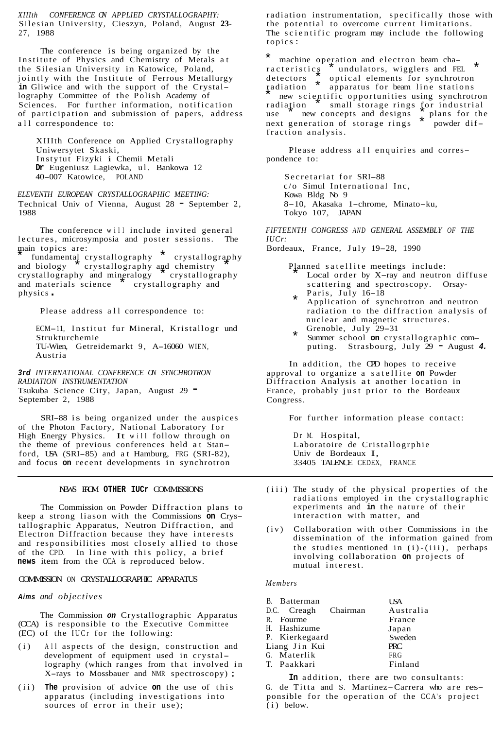*XIIIth CONFERENCE ON APPLIED CRYSTALLOGRAPHY:*
Silesian University, Cieszyn, Poland, August **23**-27, 1988

The conference is being organized by the Institute of Physics and Chemistry of Metals at the Silesian University in Katowice, Poland, jointly with the Institute of Ferrous Metallurgy **in** Gliwice and with the support of the Crystallography Committee of the Polish Academy of Sciences. For further information, notification of participation and submission of papers, address all correspondence to:

XIIIth Conference on Applied Crystallography
Uniwersytet Skaski,
Instytut Fizyki **i** Chemii Metali
**Dr** Eugeniusz Lagiewka, ul. Bankowa 12
40–007 Katowice, POLAND

*ELEVENTH EUROPEAN CRYSTALLOGRAPHIC MEETING:*
Technical Univ of Vienna, August 28 **-** September 2, 1988

The conference will include invited general lectures, microsymposia and poster sessions. The main topics are:
* fundamental crystallography * crystallography and biology * crystallography and chemistry * crystallography and mineralogy * crystallography and materials science * crystallography and physics.

Please address all correspondence to:

ECM–11, Institut fur Mineral, Kristallogr und Strukturchemie
TU-Wien, Getreidemarkt 9, A–16060 WIEN,
Austria

***3rd** INTERNATIONAL CONFERENCE ON SYNCHROTRON RADIATION INSTRUMENTATION*
Tsukuba Science City, Japan, August 29 **-** September 2, 1988

SRI–88 is being organized under the auspices of the Photon Factory, National Laboratory for High Energy Physics. **It** will follow through on the theme of previous conferences held at Stanford, USA (SRI–85) and at Hamburg, FRG (SRI-82), and focus **on** recent developments in synchrotron radiation instrumentation, specifically those with the potential to overcome current limitations. The scientific program may include the following topics:

* machine operation and electron beam characteristics * undulators, wigglers and FEL * detectors * optical elements for synchrotron radiation * apparatus for beam line stations * new scientific opportunities using synchrotron radiation * small storage rings for industrial use * new concepts and designs * plans for the next generation of storage rings * powder diffraction analysis.

Please address all enquiries and correspondence to:

Secretariat for SRI–88
c/o Simul International Inc,
Kowa Bldg No 9
8–10, Akasaka 1–chrome, Minato–ku,
Tokyo 107, JAPAN

*FIFTEENTH CONGRESS AND GENERAL ASSEMBLY OF THE IUCr:*
Bordeaux, France, July 19–28, 1990

Planned satellite meetings include:

* Local order by X–ray and neutron diffuse scattering and spectroscopy. Orsay-Paris, July 16–18
* Application of synchrotron and neutron radiation to the diffraction analysis of nuclear and magnetic structures. Grenoble, July 29–31
* Summer school **on** crystallographic computing. Strasbourg, July 29 **-** August ***4.***

In addition, the CPD hopes to receive approval to organize a satellite **on** Powder Diffraction Analysis at another location in France, probably just prior to the Bordeaux Congress.

For further information please contact:

Dr M. Hospital,
Laboratoire de Cristallogrphie
Univ de Bordeaux **I**,
33405 TALENCE CEDEX, FRANCE

---

## NEWS FROM **OTHER IUCr** COMMISSIONS

The Commission on Powder Diffraction plans to keep a strong liason with the Commissions **on** Crystallographic Apparatus, Neutron Diffraction, and Electron Diffraction because they have interests and responsibilities most closely allied to those of the CPD. In line with this policy, a brief **news** item from the CCA is reproduced below.

### COMMISSION ON CRYSTALLOGRAPHIC APPARATUS

***Aims** and objectives*

The Commission ***on*** Crystallographic Apparatus (CCA) is responsible to the Executive Committee (EC) of the IUCr for the following:

(i) All aspects of the design, construction and development of equipment used in crystallography (which ranges from that involved in X–rays to Mossbauer and NMR spectroscopy)**;**

(ii) **The** provision of advice **on** the use of this apparatus (including investigations into sources of error in their use);

(iii) The study of the physical properties of the radiations employed in the crystallographic experiments and **in** the nature of their interaction with matter, and

(iv) Collaboration with other Commissions in the dissemination of the information gained from the studies mentioned in (i)-(iii), perhaps involving collaboration **on** projects of mutual interest.

*Members*

| | | |
|---|---|---|
| B. Batterman | | USA |
| D.C. Creagh | Chairman | Australia |
| R. Fourme | | France |
| H. Hashizume | | Japan |
| P. Kierkegaard | | Sweden |
| Liang Jin Kui | | PRC |
| G. Materlik | | FRG |
| T. Paakkari | | Finland |

**In** addition, there are two consultants: G. de Titta and S. Martinez–Carrera who are responsible for the operation of the CCA's project (i) below.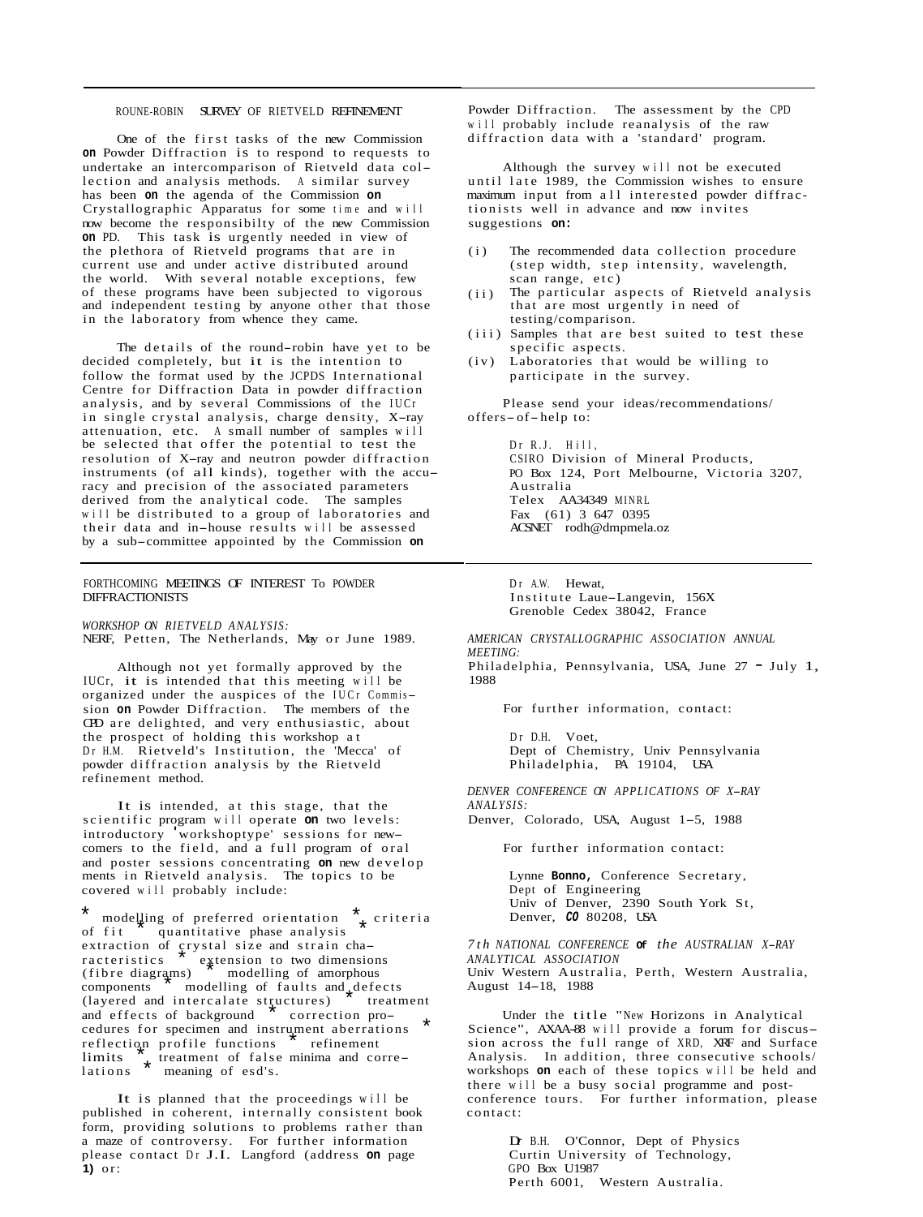## ROUNE-ROBIN SURVEY OF RIETVELD REFINEMENT

One of the first tasks of the new Commission on Powder Diffraction is to respond to requests to undertake an intercomparison of Rietveld data collection and analysis methods. A similar survey has been on the agenda of the Commission on Crystallographic Apparatus for some time and will now become the responsibilty of the new Commission on PD. This task is urgently needed in view of the plethora of Rietveld programs that are in current use and under active distributed around the world. With several notable exceptions, few of these programs have been subjected to vigorous and independent testing by anyone other that those in the laboratory from whence they came.

The details of the round-robin have yet to be decided completely, but it is the intention to follow the format used by the JCPDS International Centre for Diffraction Data in powder diffraction analysis, and by several Commissions of the IUCr in single crystal analysis, charge density, X-ray attenuation, etc. A small number of samples will be selected that offer the potential to test the resolution of X-ray and neutron powder diffraction instruments (of all kinds), together with the accuracy and precision of the associated parameters derived from the analytical code. The samples will be distributed to a group of laboratories and their data and in-house results will be assessed by a sub-committee appointed by the Commission on Powder Diffraction. The assessment by the CPD will probably include reanalysis of the raw diffraction data with a 'standard' program.

Although the survey will not be executed until late 1989, the Commission wishes to ensure maximum input from all interested powder diffractionists well in advance and now invites suggestions on:

- (i) The recommended data collection procedure (step width, step intensity, wavelength, scan range, etc)
- (ii) The particular aspects of Rietveld analysis that are most urgently in need of testing/comparison.
- (iii) Samples that are best suited to test these specific aspects.
- (iv) Laboratories that would be willing to participate in the survey.

Please send your ideas/recommendations/ offers-of-help to:

Dr R.J. Hill,
CSIRO Division of Mineral Products,
PO Box 124, Port Melbourne, Victoria 3207, Australia
Telex AA34349 MINRL
Fax (61) 3 647 0395
ACSNET rodh@dmpmela.oz

## FORTHCOMING MEETINGS OF INTEREST To POWDER DIFFRACTIONISTS

*WORKSHOP ON RIETVELD ANALYSIS:*
NERF, Petten, The Netherlands, May or June 1989.

Although not yet formally approved by the IUCr, it is intended that this meeting will be organized under the auspices of the IUCr Commission on Powder Diffraction. The members of the CPD are delighted, and very enthusiastic, about the prospect of holding this workshop at Dr H.M. Rietveld's Institution, the 'Mecca' of powder diffraction analysis by the Rietveld refinement method.

It is intended, at this stage, that the scientific program will operate on two levels: introductory 'workshoptype' sessions for newcomers to the field, and a full program of oral and poster sessions concentrating on new developments in Rietveld analysis. The topics to be covered will probably include:

* modelling of preferred orientation * criteria of fit * quantitative phase analysis * extraction of crystal size and strain characteristics * extension to two dimensions (fibre diagrams) * modelling of amorphous components * modelling of faults and defects (layered and intercalate structures) * treatment and effects of background * correction procedures for specimen and instrument aberrations * reflection profile functions * refinement limits * treatment of false minima and correlations * meaning of esd's.

It is planned that the proceedings will be published in coherent, internally consistent book form, providing solutions to problems rather than a maze of controversy. For further information please contact Dr J.I. Langford (address on page 1) or:

Dr A.W. Hewat,
Institute Laue-Langevin, 156X
Grenoble Cedex 38042, France

*AMERICAN CRYSTALLOGRAPHIC ASSOCIATION ANNUAL MEETING:*
Philadelphia, Pennsylvania, USA, June 27 - July 1, 1988

For further information, contact:

Dr D.H. Voet,
Dept of Chemistry, Univ Pennsylvania
Philadelphia, PA 19104, USA

*DENVER CONFERENCE ON APPLICATIONS OF X-RAY ANALYSIS:*
Denver, Colorado, USA, August 1-5, 1988

For further information contact:

Lynne Bonno, Conference Secretary,
Dept of Engineering
Univ of Denver, 2390 South York St,
Denver, CO 80208, USA

*7th NATIONAL CONFERENCE OF THE AUSTRALIAN X-RAY ANALYTICAL ASSOCIATION*
Univ Western Australia, Perth, Western Australia, August 14-18, 1988

Under the title "New Horizons in Analytical Science", AXAA-88 will provide a forum for discussion across the full range of XRD, XRF and Surface Analysis. In addition, three consecutive schools/ workshops on each of these topics will be held and there will be a busy social programme and post-conference tours. For further information, please contact:

Dr B.H. O'Connor, Dept of Physics
Curtin University of Technology,
GPO Box U1987
Perth 6001, Western Australia.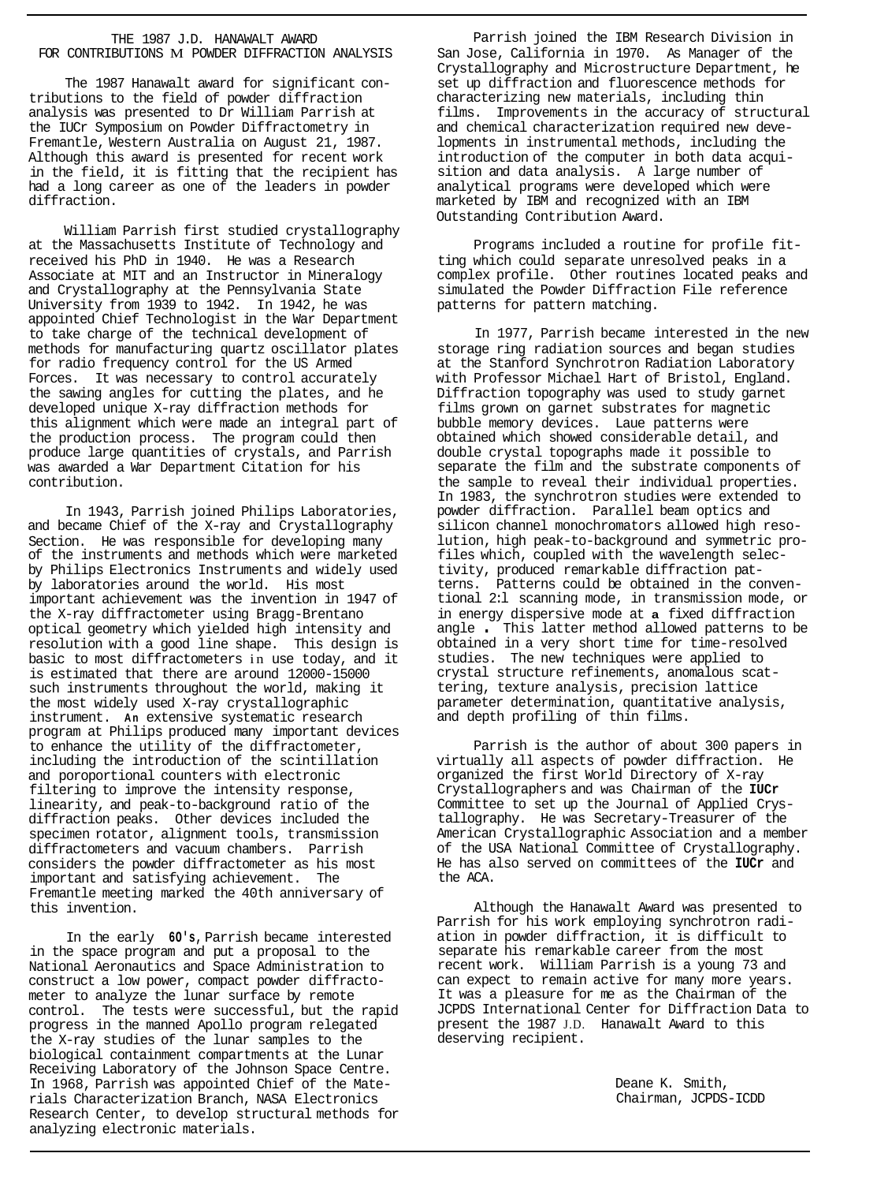# THE 1987 J.D. HANAWALT AWARD FOR CONTRIBUTIONS M POWDER DIFFRACTION ANALYSIS

The 1987 Hanawalt award for significant contributions to the field of powder diffraction analysis was presented to Dr William Parrish at the IUCr Symposium on Powder Diffractometry in Fremantle, Western Australia on August 21, 1987. Although this award is presented for recent work in the field, it is fitting that the recipient has had a long career as one of the leaders in powder diffraction.

William Parrish first studied crystallography at the Massachusetts Institute of Technology and received his PhD in 1940. He was a Research Associate at MIT and an Instructor in Mineralogy and Crystallography at the Pennsylvania State University from 1939 to 1942. In 1942, he was appointed Chief Technologist in the War Department to take charge of the technical development of methods for manufacturing quartz oscillator plates for radio frequency control for the US Armed Forces. It was necessary to control accurately the sawing angles for cutting the plates, and he developed unique X-ray diffraction methods for this alignment which were made an integral part of the production process. The program could then produce large quantities of crystals, and Parrish was awarded a War Department Citation for his contribution.

In 1943, Parrish joined Philips Laboratories, and became Chief of the X-ray and Crystallography Section. He was responsible for developing many of the instruments and methods which were marketed by Philips Electronics Instruments and widely used by laboratories around the world. His most important achievement was the invention in 1947 of the X-ray diffractometer using Bragg-Brentano optical geometry which yielded high intensity and resolution with a good line shape. This design is basic to most diffractometers in use today, and it is estimated that there are around 12000-15000 such instruments throughout the world, making it the most widely used X-ray crystallographic instrument. An extensive systematic research program at Philips produced many important devices to enhance the utility of the diffractometer, including the introduction of the scintillation and poroportional counters with electronic filtering to improve the intensity response, linearity, and peak-to-background ratio of the diffraction peaks. Other devices included the specimen rotator, alignment tools, transmission diffractometers and vacuum chambers. Parrish considers the powder diffractometer as his most important and satisfying achievement. The Fremantle meeting marked the 40th anniversary of this invention.

In the early **60's**, Parrish became interested in the space program and put a proposal to the National Aeronautics and Space Administration to construct a low power, compact powder diffractometer to analyze the lunar surface by remote control. The tests were successful, but the rapid progress in the manned Apollo program relegated the X-ray studies of the lunar samples to the biological containment compartments at the Lunar Receiving Laboratory of the Johnson Space Centre. In 1968, Parrish was appointed Chief of the Materials Characterization Branch, NASA Electronics Research Center, to develop structural methods for analyzing electronic materials.

Parrish joined the IBM Research Division in San Jose, California in 1970. As Manager of the Crystallography and Microstructure Department, he set up diffraction and fluorescence methods for characterizing new materials, including thin films. Improvements in the accuracy of structural and chemical characterization required new developments in instrumental methods, including the introduction of the computer in both data acquisition and data analysis. A large number of analytical programs were developed which were marketed by IBM and recognized with an IBM Outstanding Contribution Award.

Programs included a routine for profile fitting which could separate unresolved peaks in a complex profile. Other routines located peaks and simulated the Powder Diffraction File reference patterns for pattern matching.

In 1977, Parrish became interested in the new storage ring radiation sources and began studies at the Stanford Synchrotron Radiation Laboratory with Professor Michael Hart of Bristol, England. Diffraction topography was used to study garnet films grown on garnet substrates for magnetic bubble memory devices. Laue patterns were obtained which showed considerable detail, and double crystal topographs made it possible to separate the film and the substrate components of the sample to reveal their individual properties. In 1983, the synchrotron studies were extended to powder diffraction. Parallel beam optics and silicon channel monochromators allowed high resolution, high peak-to-background and symmetric profiles which, coupled with the wavelength selectivity, produced remarkable diffraction patterns. Patterns could be obtained in the conventional 2:l scanning mode, in transmission mode, or in energy dispersive mode at **a** fixed diffraction angle **.** This latter method allowed patterns to be obtained in a very short time for time-resolved studies. The new techniques were applied to crystal structure refinements, anomalous scattering, texture analysis, precision lattice parameter determination, quantitative analysis, and depth profiling of thin films.

Parrish is the author of about 300 papers in virtually all aspects of powder diffraction. He organized the first World Directory of X-ray Crystallographers and was Chairman of the **IUCr** Committee to set up the Journal of Applied Crystallography. He was Secretary-Treasurer of the American Crystallographic Association and a member of the USA National Committee of Crystallography. He has also served on committees of the **IUCr** and the ACA.

Although the Hanawalt Award was presented to Parrish for his work employing synchrotron radiation in powder diffraction, it is difficult to separate his remarkable career from the most recent work. William Parrish is a young 73 and can expect to remain active for many more years. It was a pleasure for me as the Chairman of the JCPDS International Center for Diffraction Data to present the 1987 J.D. Hanawalt Award to this deserving recipient.

Deane K. Smith,
Chairman, JCPDS-ICDD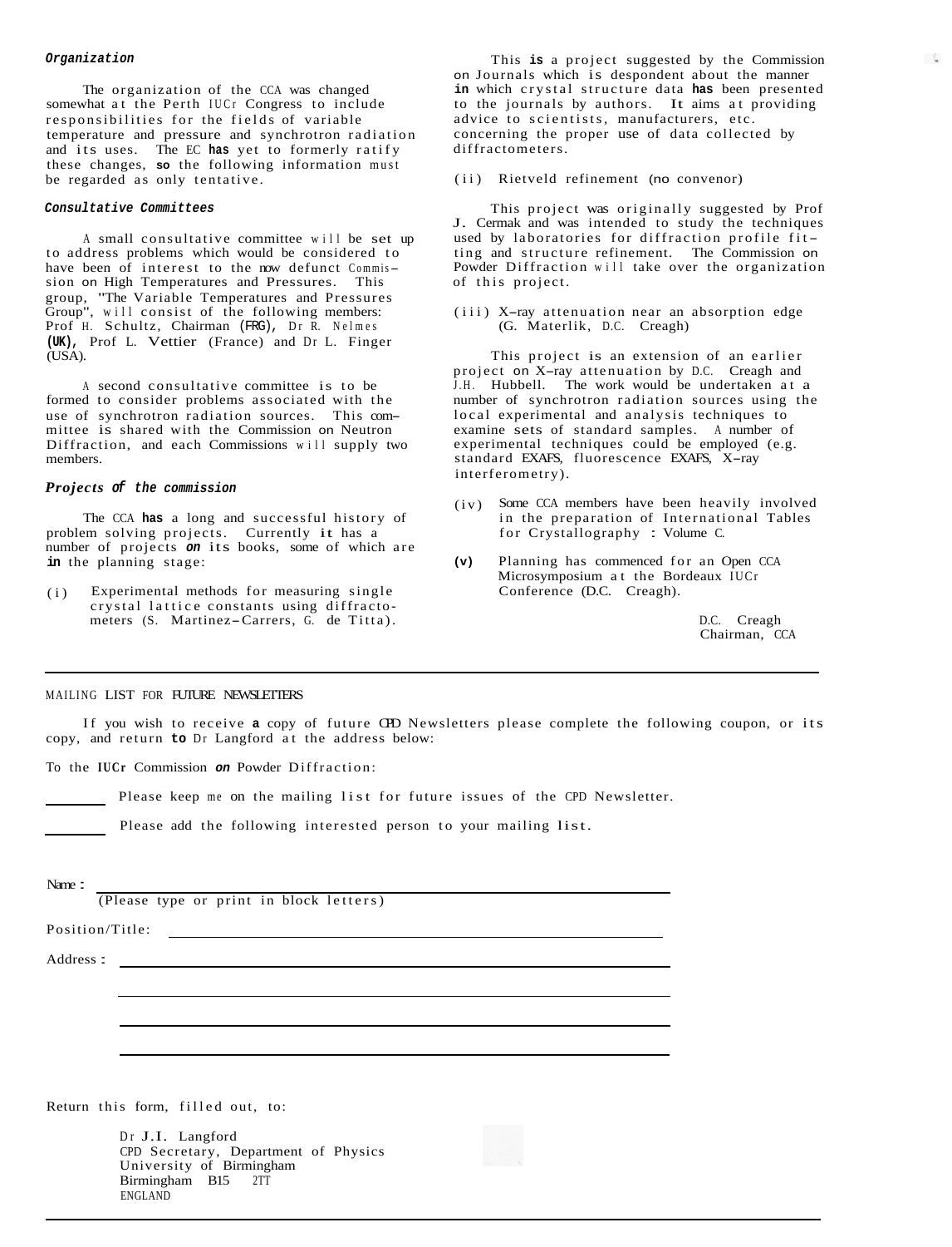### *Organization*

The organization of the CCA was changed somewhat at the Perth IUCr Congress to include responsibilities for the fields of variable temperature and pressure and synchrotron radiation and its uses. The EC has yet to formerly ratify these changes, so the following information must be regarded as only tentative.

### *Consultative Committees*

A small consultative committee will be set up to address problems which would be considered to have been of interest to the now defunct Commission on High Temperatures and Pressures. This group, "The Variable Temperatures and Pressures Group", will consist of the following members: Prof H. Schultz, Chairman (FRG), Dr R. Nelmes (UK), Prof L. Vettier (France) and Dr L. Finger (USA).

A second consultative committee is to be formed to consider problems associated with the use of synchrotron radiation sources. This committee is shared with the Commission on Neutron Diffraction, and each Commissions will supply two members.

### *Projects of the commission*

The CCA has a long and successful history of problem solving projects. Currently it has a number of projects on its books, some of which are in the planning stage:

(i) Experimental methods for measuring single crystal lattice constants using diffractometers (S. Martinez-Carrers, G. de Titta).

This is a project suggested by the Commission on Journals which is despondent about the manner in which crystal structure data has been presented to the journals by authors. It aims at providing advice to scientists, manufacturers, etc. concerning the proper use of data collected by diffractometers.

(ii) Rietveld refinement (no convenor)

This project was originally suggested by Prof J. Cermak and was intended to study the techniques used by laboratories for diffraction profile fitting and structure refinement. The Commission on Powder Diffraction will take over the organization of this project.

(iii) X-ray attenuation near an absorption edge (G. Materlik, D.C. Creagh)

This project is an extension of an earlier project on X-ray attenuation by D.C. Creagh and J.H. Hubbell. The work would be undertaken at a number of synchrotron radiation sources using the local experimental and analysis techniques to examine sets of standard samples. A number of experimental techniques could be employed (e.g. standard EXAFS, fluorescence EXAFS, X-ray interferometry).

(iv) Some CCA members have been heavily involved in the preparation of International Tables for Crystallography : Volume C.

(v) Planning has commenced for an Open CCA Microsymposium at the Bordeaux IUCr Conference (D.C. Creagh).

D.C. Creagh
Chairman, CCA

---

MAILING LIST FOR FUTURE NEWSLETTERS

If you wish to receive a copy of future CPD Newsletters please complete the following coupon, or its copy, and return to Dr Langford at the address below:

To the IUCr Commission on Powder Diffraction:

\_\_\_\_\_\_\_\_ Please keep me on the mailing list for future issues of the CPD Newsletter.

\_\_\_\_\_\_\_\_ Please add the following interested person to your mailing list.

Name: \_\_\_\_\_\_\_\_\_\_\_\_\_\_\_\_\_\_\_\_\_\_\_\_\_\_\_\_\_\_\_\_\_\_\_\_\_\_\_\_
(Please type or print in block letters)

Position/Title: \_\_\_\_\_\_\_\_\_\_\_\_\_\_\_\_\_\_\_\_\_\_\_\_\_\_\_\_\_\_\_\_\_\_

Address: \_\_\_\_\_\_\_\_\_\_\_\_\_\_\_\_\_\_\_\_\_\_\_\_\_\_\_\_\_\_\_\_\_\_\_\_\_\_

Return this form, filled out, to:

Dr J.I. Langford
CPD Secretary, Department of Physics
University of Birmingham
Birmingham B15 2TT
ENGLAND